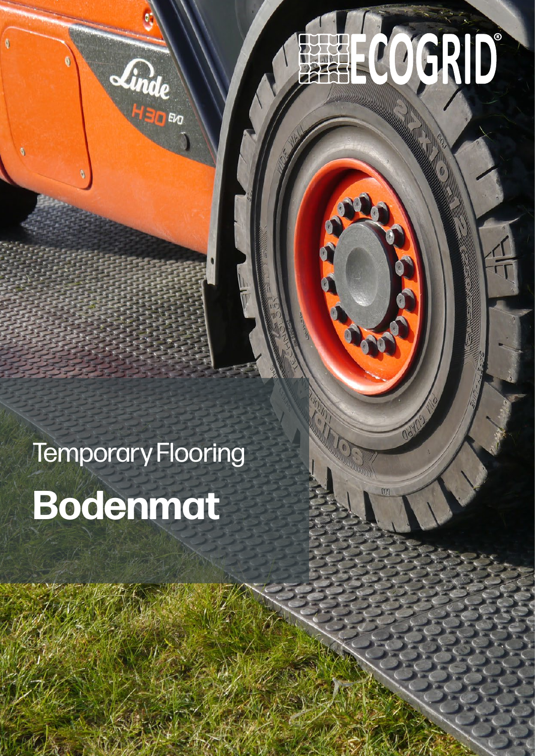ECOGRID®

Temporary Flooring

# Bodenmat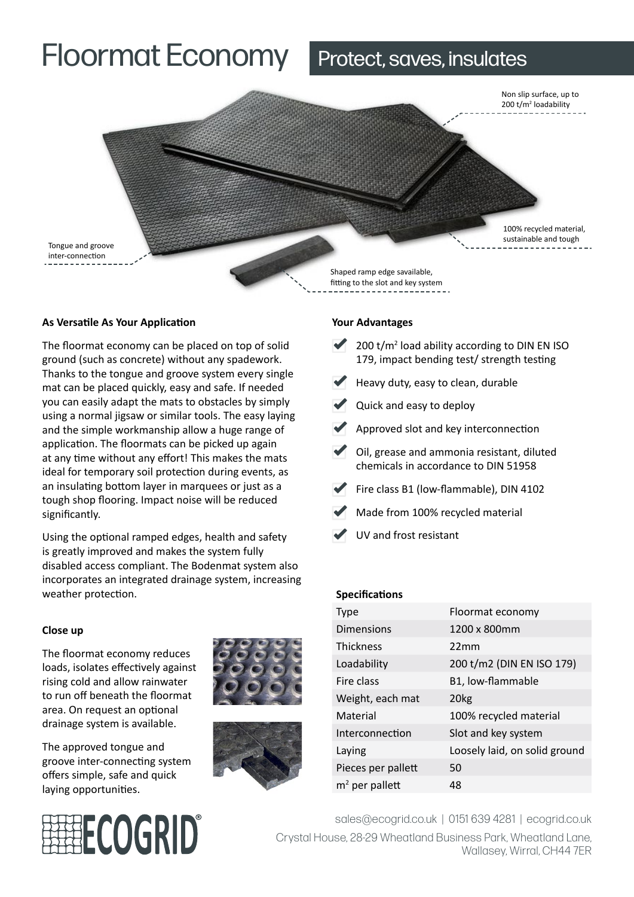# Floormat Economy

## Protect, saves, insulates

Non slip surface, up to 200 t/$m^2$ loadability

100% recycled material, sustainable and tough

Tongue and groove inter-connection

Shaped ramp edge savailable, fitting to the slot and key system

### As Versatile As Your Application

The floormat economy can be placed on top of solid ground (such as concrete) without any spadework. Thanks to the tongue and groove system every single mat can be placed quickly, easy and safe. If needed you can easily adapt the mats to obstacles by simply using a normal jigsaw or similar tools. The easy laying and the simple workmanship allow a huge range of application. The floormats can be picked up again at any time without any effort! This makes the mats ideal for temporary soil protection during events, as an insulating bottom layer in marquees or just as a tough shop flooring. Impact noise will be reduced significantly.

Using the optional ramped edges, health and safety is greatly improved and makes the system fully disabled access compliant. The Bodenmat system also incorporates an integrated drainage system, increasing weather protection.

### Close up

The floormat economy reduces loads, isolates effectively against rising cold and allow rainwater to run off beneath the floormat area. On request an optional drainage system is available.

The approved tongue and groove inter-connecting system offers simple, safe and quick laying opportunities.

### Your Advantages

- 200 t/$m^2$ load ability according to DIN EN ISO 179, impact bending test/ strength testing
- Heavy duty, easy to clean, durable
- Quick and easy to deploy
- Approved slot and key interconnection
- Oil, grease and ammonia resistant, diluted chemicals in accordance to DIN 51958
- Fire class B1 (low-flammable), DIN 4102
- Made from 100% recycled material
- UV and frost resistant

### Specifications

| | |
|---|---|
| Type | Floormat economy |
| Dimensions | 1200 x 800mm |
| Thickness | 22mm |
| Loadability | 200 t/m2 (DIN EN ISO 179) |
| Fire class | B1, low-flammable |
| Weight, each mat | 20kg |
| Material | 100% recycled material |
| Interconnection | Slot and key system |
| Laying | Loosely laid, on solid ground |
| Pieces per pallett | 50 |
| $m^2$ per pallett | 48 |

ECOGRID®

sales@ecogrid.co.uk | 0151 639 4281 | ecogrid.co.uk

Crystal House, 28-29 Wheatland Business Park, Wheatland Lane, Wallasey, Wirral, CH44 7ER